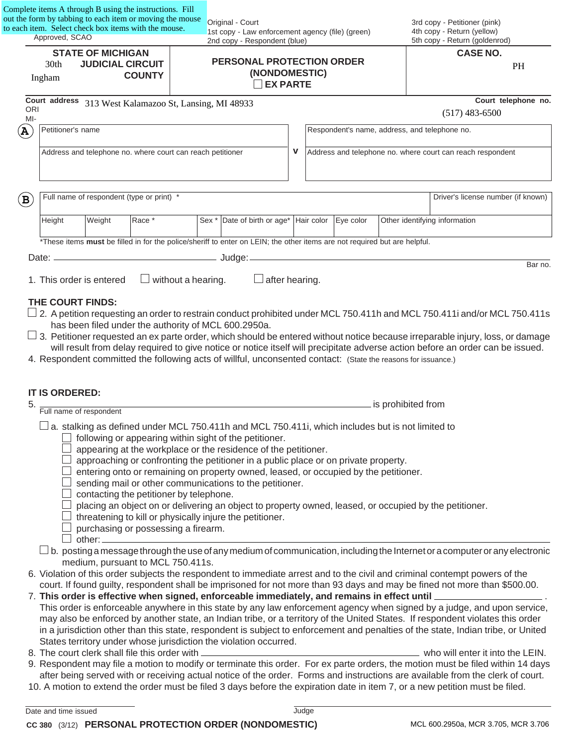Complete items A through B using the instructions. Fill out the form by tabbing to each item or moving the mouse to each item. Select check box items with the mouse.

Approved, SCAO

Original - Court
1st copy - Law enforcement agency (file) (green)
2nd copy - Respondent (blue)

3rd copy - Petitioner (pink)
4th copy - Return (yellow)
5th copy - Return (goldenrod)

| STATE OF MICHIGAN 30th JUDICIAL CIRCUIT Ingham COUNTY | PERSONAL PROTECTION ORDER (NONDOMESTIC) ☐ EX PARTE | CASE NO. PH |
|---|---|---|

Court address 313 West Kalamazoo St, Lansing, MI 48933 | Court telephone no. (517) 483-6500

ORI
MI-

**A**

| Petitioner's name | v | Respondent's name, address, and telephone no. |
|---|---|---|
| Address and telephone no. where court can reach petitioner | | Address and telephone no. where court can reach respondent |

**B**

| Full name of respondent (type or print) * | | | | | | | | Driver's license number (if known) |
|---|---|---|---|---|---|---|---|---|
| Height | Weight | Race * | Sex * | Date of birth or age* | Hair color | Eye color | Other identifying information | |

*These items **must** be filled in for the police/sheriff to enter on LEIN; the other items are not required but are helpful.

Date: ______________________ Judge: ______________________ Bar no.

1. This order is entered ☐ without a hearing. ☐ after hearing.

**THE COURT FINDS:**

☐ 2. A petition requesting an order to restrain conduct prohibited under MCL 750.411h and MCL 750.411i and/or MCL 750.411s has been filed under the authority of MCL 600.2950a.

☐ 3. Petitioner requested an ex parte order, which should be entered without notice because irreparable injury, loss, or damage will result from delay required to give notice or notice itself will precipitate adverse action before an order can be issued.

4. Respondent committed the following acts of willful, unconsented contact: (State the reasons for issuance.)

**IT IS ORDERED:**

5. ______________________ is prohibited from
Full name of respondent

☐ a. stalking as defined under MCL 750.411h and MCL 750.411i, which includes but is not limited to
- ☐ following or appearing within sight of the petitioner.
- ☐ appearing at the workplace or the residence of the petitioner.
- ☐ approaching or confronting the petitioner in a public place or on private property.
- ☐ entering onto or remaining on property owned, leased, or occupied by the petitioner.
- ☐ sending mail or other communications to the petitioner.
- ☐ contacting the petitioner by telephone.
- ☐ placing an object on or delivering an object to property owned, leased, or occupied by the petitioner.
- ☐ threatening to kill or physically injure the petitioner.
- ☐ purchasing or possessing a firearm.
- ☐ other: ______________________

☐ b. posting a message through the use of any medium of communication, including the Internet or a computer or any electronic medium, pursuant to MCL 750.411s.

6. Violation of this order subjects the respondent to immediate arrest and to the civil and criminal contempt powers of the court. If found guilty, respondent shall be imprisoned for not more than 93 days and may be fined not more than $500.00.

7. **This order is effective when signed, enforceable immediately, and remains in effect until** ______________. This order is enforceable anywhere in this state by any law enforcement agency when signed by a judge, and upon service, may also be enforced by another state, an Indian tribe, or a territory of the United States. If respondent violates this order in a jurisdiction other than this state, respondent is subject to enforcement and penalties of the state, Indian tribe, or United States territory under whose jurisdiction the violation occurred.

8. The court clerk shall file this order with ______________________ who will enter it into the LEIN.

9. Respondent may file a motion to modify or terminate this order. For ex parte orders, the motion must be filed within 14 days after being served with or receiving actual notice of the order. Forms and instructions are available from the clerk of court.

10. A motion to extend the order must be filed 3 days before the expiration date in item 7, or a new petition must be filed.

______________________ Date and time issued

______________________ Judge

CC 380 (3/12) **PERSONAL PROTECTION ORDER (NONDOMESTIC)** MCL 600.2950a, MCR 3.705, MCR 3.706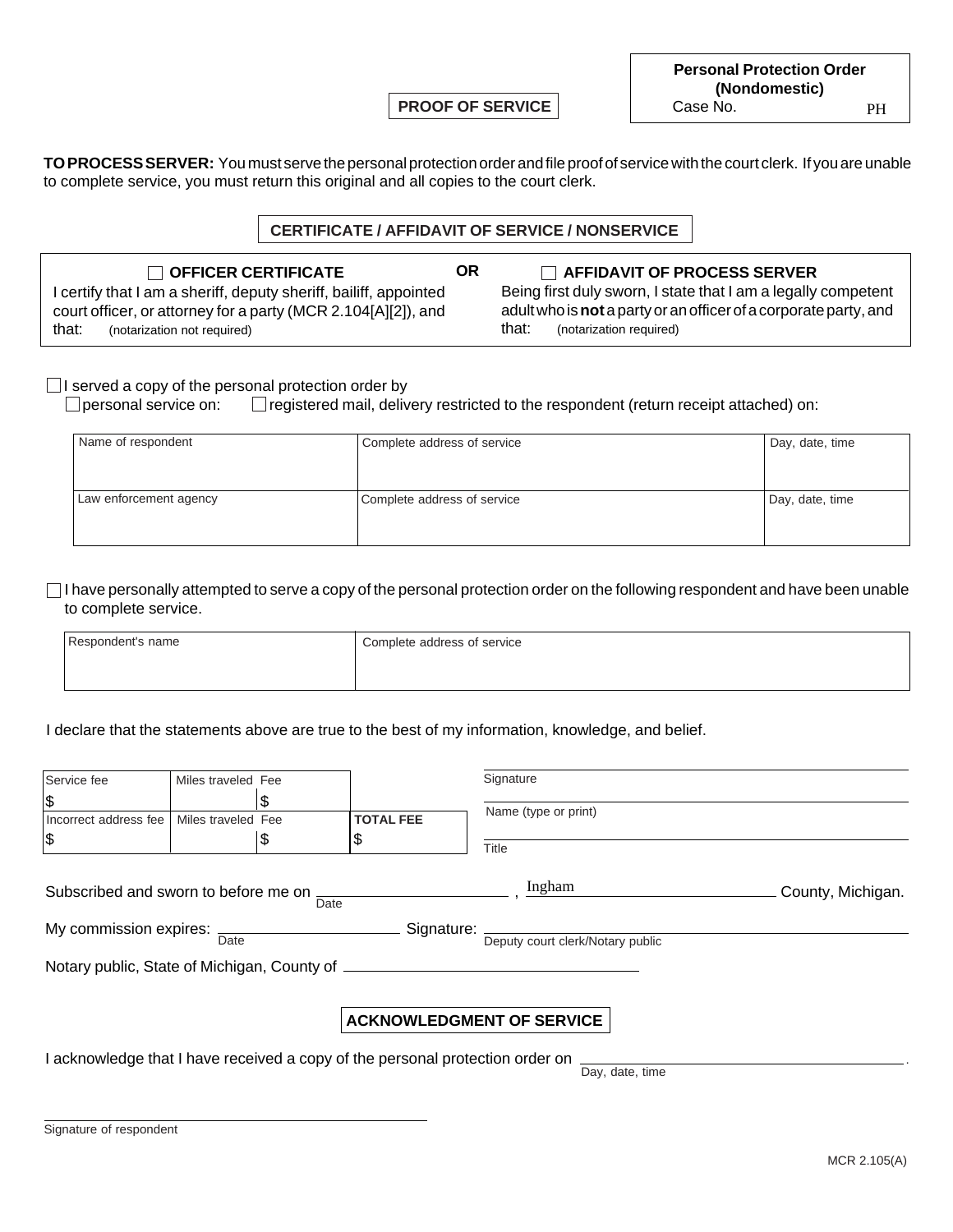**Personal Protection Order (Nondomestic)**
Case No. PH

**PROOF OF SERVICE**

**TO PROCESS SERVER:** You must serve the personal protection order and file proof of service with the court clerk. If you are unable to complete service, you must return this original and all copies to the court clerk.

**CERTIFICATE / AFFIDAVIT OF SERVICE / NONSERVICE**

☐ **OFFICER CERTIFICATE**
I certify that I am a sheriff, deputy sheriff, bailiff, appointed court officer, or attorney for a party (MCR 2.104[A][2]), and that: (notarization not required)

**OR**

☐ **AFFIDAVIT OF PROCESS SERVER**
Being first duly sworn, I state that I am a legally competent adult who is **not** a party or an officer of a corporate party, and that: (notarization required)

☐ I served a copy of the personal protection order by
☐ personal service on: ☐ registered mail, delivery restricted to the respondent (return receipt attached) on:

| Name of respondent | Complete address of service | Day, date, time |
|---|---|---|
| Law enforcement agency | Complete address of service | Day, date, time |

☐ I have personally attempted to serve a copy of the personal protection order on the following respondent and have been unable to complete service.

| Respondent's name | Complete address of service |
|---|---|
| | |

I declare that the statements above are true to the best of my information, knowledge, and belief.

| Service fee | Miles traveled | Fee | |
|---|---|---|---|
| $ | | $ | |
| Incorrect address fee | Miles traveled | Fee | **TOTAL FEE** |
| $ | | $ | $ |

Signature

Name (type or print)

Title

Subscribed and sworn to before me on ______________ (Date), Ingham County, Michigan.

My commission expires: ______________ (Date) Signature: ______________ (Deputy court clerk/Notary public)

Notary public, State of Michigan, County of ______________

**ACKNOWLEDGMENT OF SERVICE**

I acknowledge that I have received a copy of the personal protection order on ______________ (Day, date, time).

Signature of respondent

MCR 2.105(A)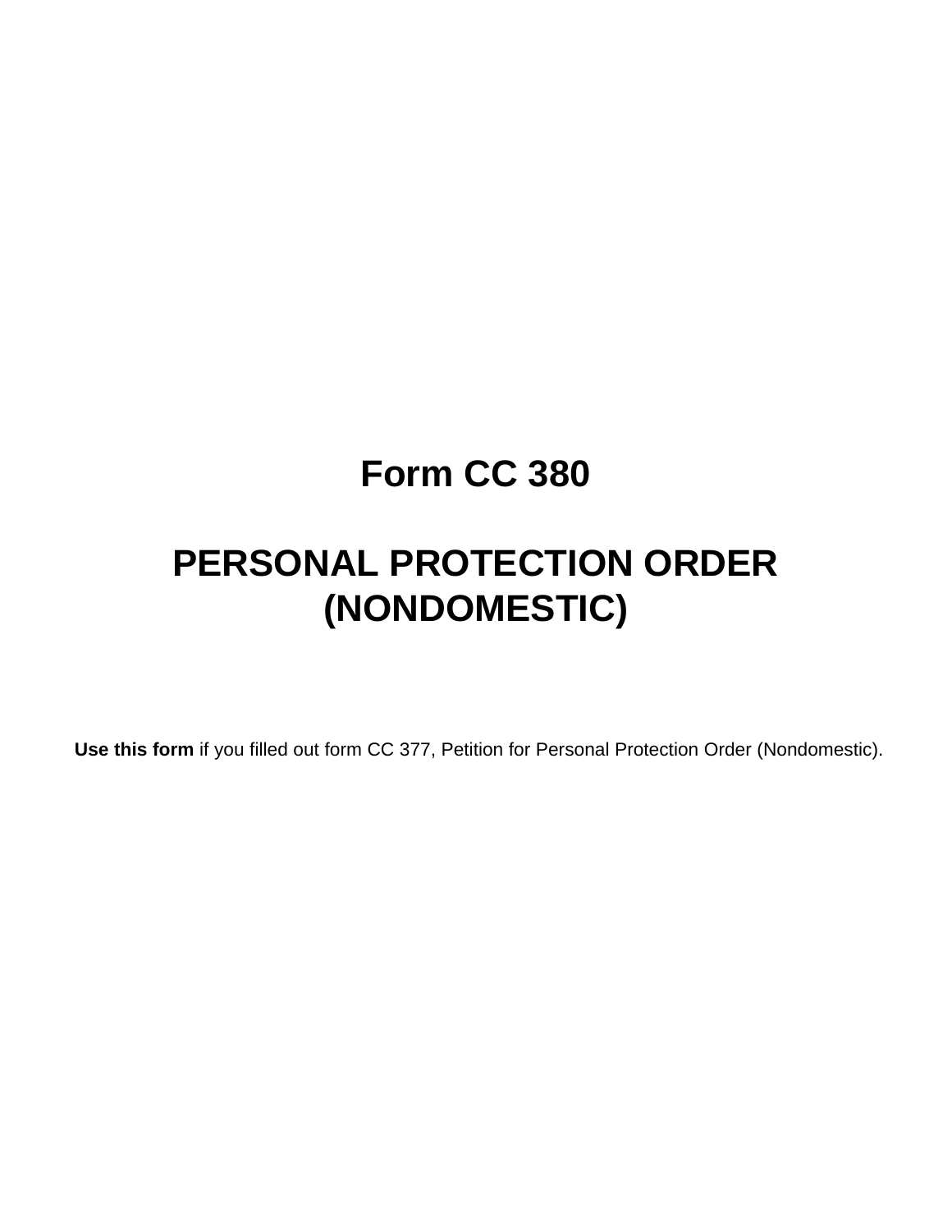# Form CC 380

# PERSONAL PROTECTION ORDER (NONDOMESTIC)

**Use this form** if you filled out form CC 377, Petition for Personal Protection Order (Nondomestic).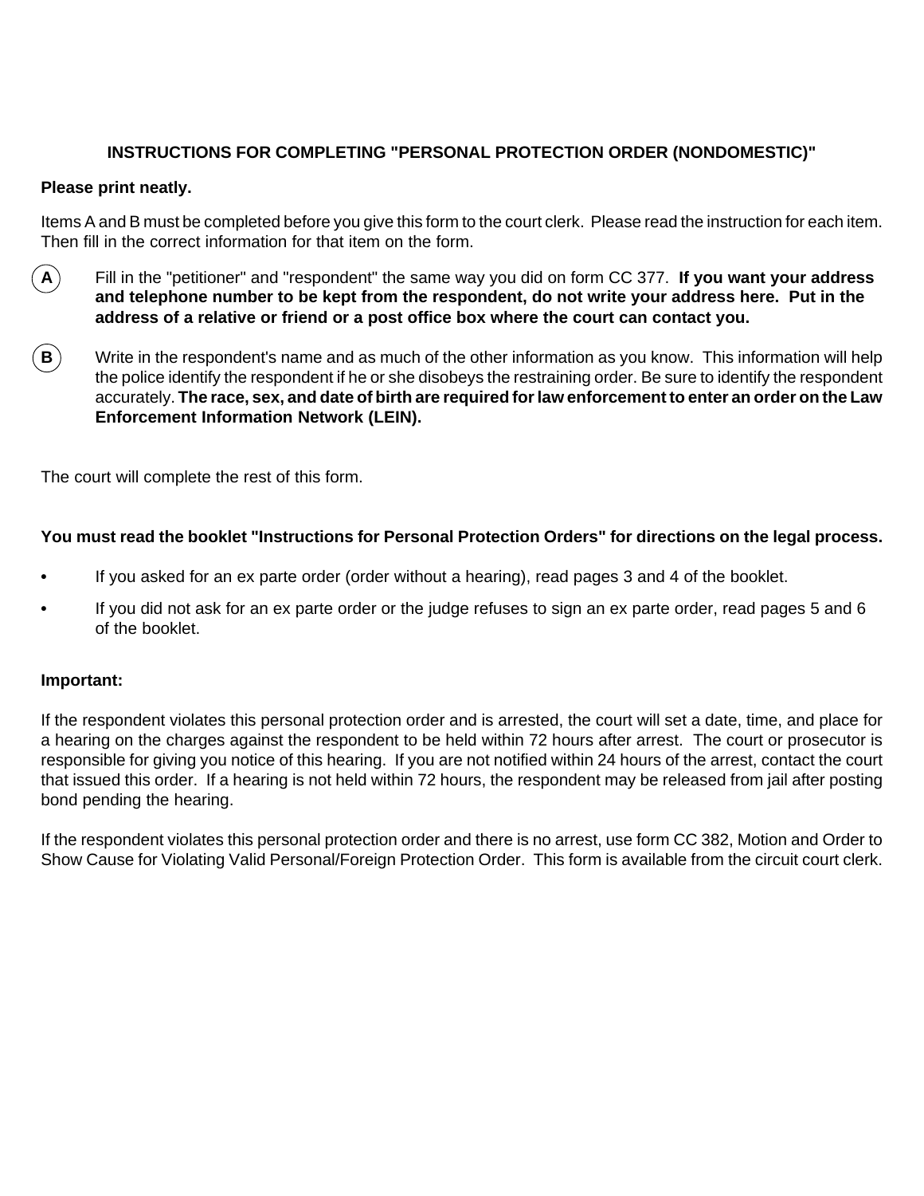# INSTRUCTIONS FOR COMPLETING "PERSONAL PROTECTION ORDER (NONDOMESTIC)"

**Please print neatly.**

Items A and B must be completed before you give this form to the court clerk. Please read the instruction for each item. Then fill in the correct information for that item on the form.

**A** Fill in the "petitioner" and "respondent" the same way you did on form CC 377. **If you want your address and telephone number to be kept from the respondent, do not write your address here. Put in the address of a relative or friend or a post office box where the court can contact you.**

**B** Write in the respondent's name and as much of the other information as you know. This information will help the police identify the respondent if he or she disobeys the restraining order. Be sure to identify the respondent accurately. **The race, sex, and date of birth are required for law enforcement to enter an order on the Law Enforcement Information Network (LEIN).**

The court will complete the rest of this form.

**You must read the booklet "Instructions for Personal Protection Orders" for directions on the legal process.**

- If you asked for an ex parte order (order without a hearing), read pages 3 and 4 of the booklet.
- If you did not ask for an ex parte order or the judge refuses to sign an ex parte order, read pages 5 and 6 of the booklet.

**Important:**

If the respondent violates this personal protection order and is arrested, the court will set a date, time, and place for a hearing on the charges against the respondent to be held within 72 hours after arrest. The court or prosecutor is responsible for giving you notice of this hearing. If you are not notified within 24 hours of the arrest, contact the court that issued this order. If a hearing is not held within 72 hours, the respondent may be released from jail after posting bond pending the hearing.

If the respondent violates this personal protection order and there is no arrest, use form CC 382, Motion and Order to Show Cause for Violating Valid Personal/Foreign Protection Order. This form is available from the circuit court clerk.